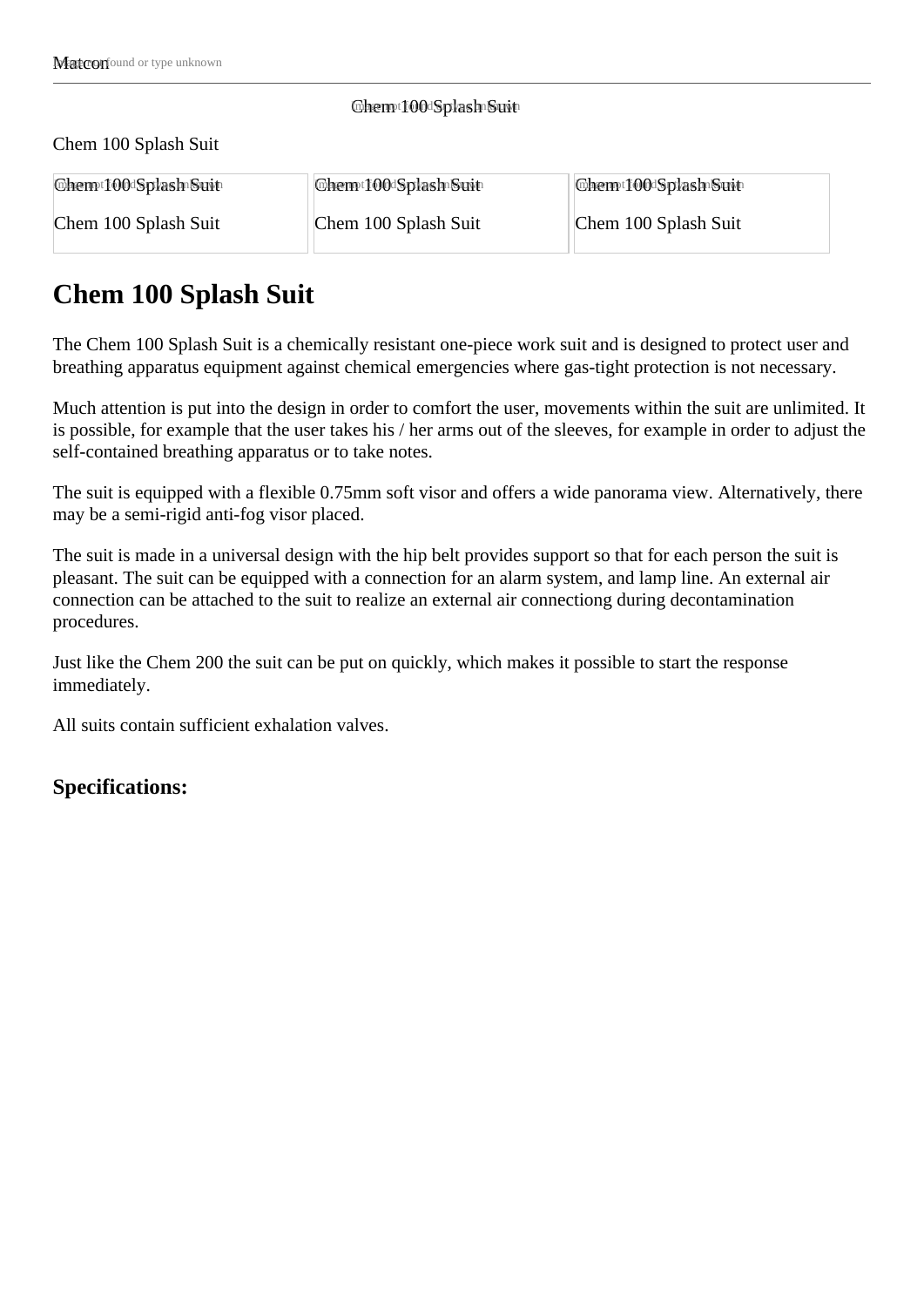Matcon

Chem 100 Splash Suit

Chem 100 Splash Suit

| Chem 100 Splash Suit | Chem 100 Splash Suit | Chem 100 Splash Suit |
| --- | --- | --- |
| Chem 100 Splash Suit | Chem 100 Splash Suit | Chem 100 Splash Suit |

# Chem 100 Splash Suit

The Chem 100 Splash Suit is a chemically resistant one-piece work suit and is designed to protect user and breathing apparatus equipment against chemical emergencies where gas-tight protection is not necessary.

Much attention is put into the design in order to comfort the user, movements within the suit are unlimited. It is possible, for example that the user takes his / her arms out of the sleeves, for example in order to adjust the self-contained breathing apparatus or to take notes.

The suit is equipped with a flexible 0.75mm soft visor and offers a wide panorama view. Alternatively, there may be a semi-rigid anti-fog visor placed.

The suit is made in a universal design with the hip belt provides support so that for each person the suit is pleasant. The suit can be equipped with a connection for an alarm system, and lamp line. An external air connection can be attached to the suit to realize an external air connectiong during decontamination procedures.

Just like the Chem 200 the suit can be put on quickly, which makes it possible to start the response immediately.

All suits contain sufficient exhalation valves.

### Specifications: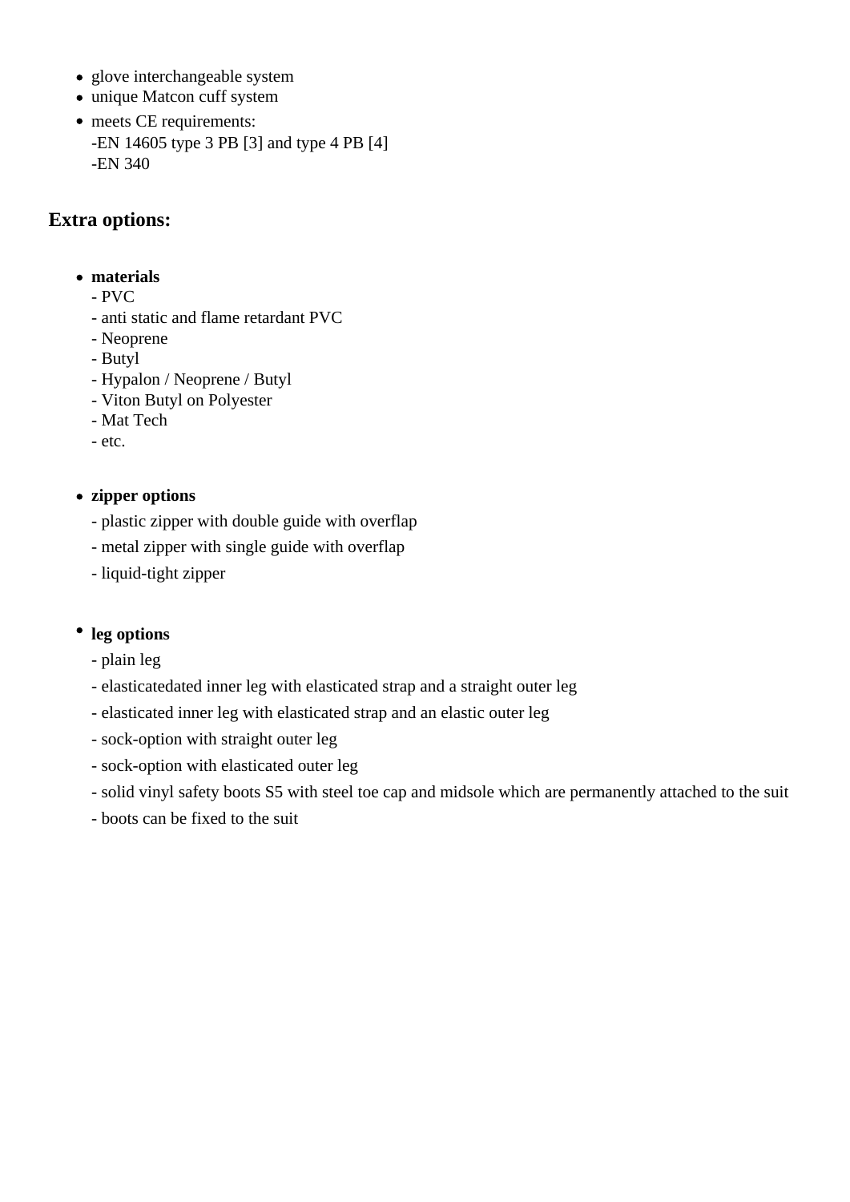- glove interchangeable system
- unique Matcon cuff system
- meets CE requirements:
  -EN 14605 type 3 PB [3] and type 4 PB [4]
  -EN 340

## Extra options:

- **materials**
  - PVC
  - anti static and flame retardant PVC
  - Neoprene
  - Butyl
  - Hypalon / Neoprene / Butyl
  - Viton Butyl on Polyester
  - Mat Tech
  - etc.

- **zipper options**
  - plastic zipper with double guide with overflap
  - metal zipper with single guide with overflap
  - liquid-tight zipper

- **leg options**
  - plain leg
  - elasticatedated inner leg with elasticated strap and a straight outer leg
  - elasticated inner leg with elasticated strap and an elastic outer leg
  - sock-option with straight outer leg
  - sock-option with elasticated outer leg
  - solid vinyl safety boots S5 with steel toe cap and midsole which are permanently attached to the suit
  - boots can be fixed to the suit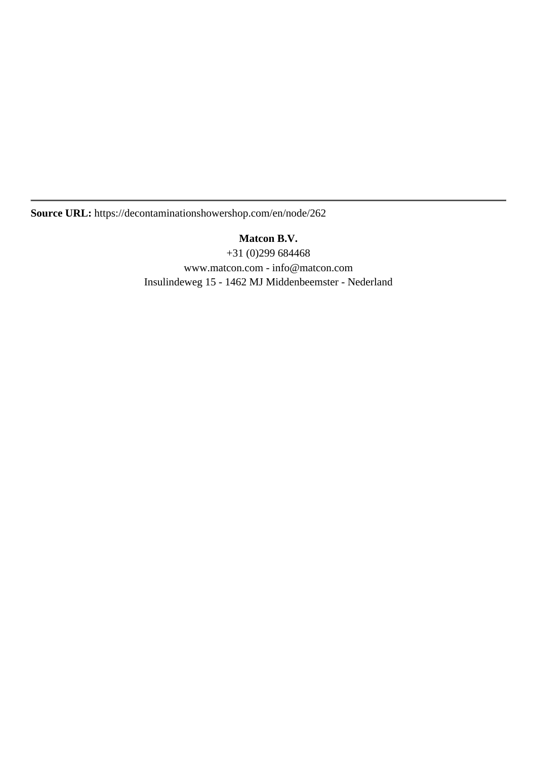---

**Source URL:** https://decontaminationshowershop.com/en/node/262

**Matcon B.V.**

+31 (0)299 684468

www.matcon.com - info@matcon.com

Insulindeweg 15 - 1462 MJ Middenbeemster - Nederland